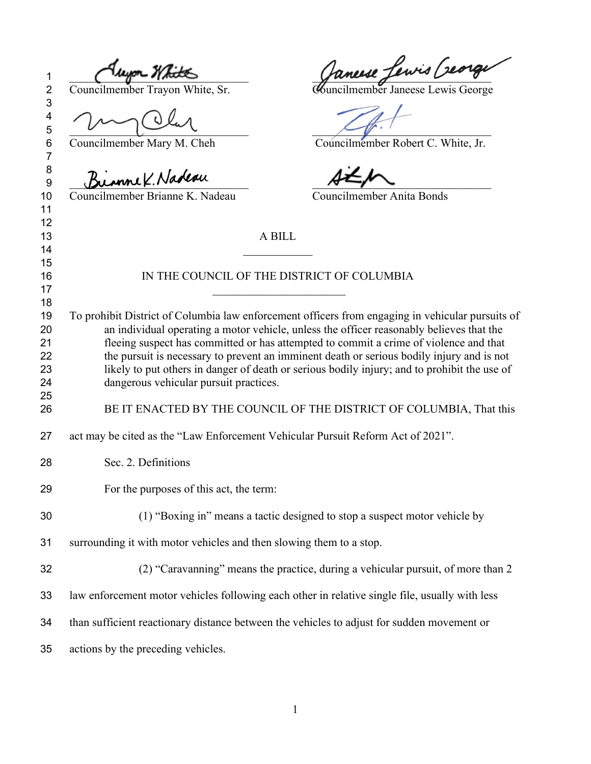Councilmember Trayon White, Sr.

Councilmember Janeese Lewis George

Councilmember Mary M. Cheh

Councilmember Robert C. White, Jr.

Councilmember Brianne K. Nadeau

Councilmember Anita Bonds

A BILL

\_\_\_\_\_\_\_\_\_\_\_\_

IN THE COUNCIL OF THE DISTRICT OF COLUMBIA

\_\_\_\_\_\_\_\_\_\_\_\_\_\_\_\_\_\_\_\_\_\_\_\_

To prohibit District of Columbia law enforcement officers from engaging in vehicular pursuits of an individual operating a motor vehicle, unless the officer reasonably believes that the fleeing suspect has committed or has attempted to commit a crime of violence and that the pursuit is necessary to prevent an imminent death or serious bodily injury and is not likely to put others in danger of death or serious bodily injury; and to prohibit the use of dangerous vehicular pursuit practices.

BE IT ENACTED BY THE COUNCIL OF THE DISTRICT OF COLUMBIA, That this act may be cited as the "Law Enforcement Vehicular Pursuit Reform Act of 2021".

Sec. 2. Definitions

For the purposes of this act, the term:

(1) "Boxing in" means a tactic designed to stop a suspect motor vehicle by surrounding it with motor vehicles and then slowing them to a stop.

(2) "Caravanning" means the practice, during a vehicular pursuit, of more than 2 law enforcement motor vehicles following each other in relative single file, usually with less than sufficient reactionary distance between the vehicles to adjust for sudden movement or actions by the preceding vehicles.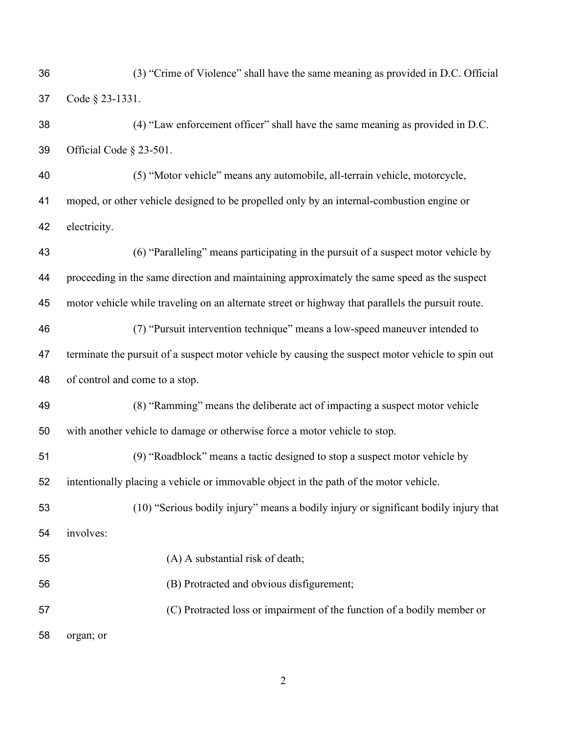(3) "Crime of Violence" shall have the same meaning as provided in D.C. Official Code § 23-1331.

(4) "Law enforcement officer" shall have the same meaning as provided in D.C. Official Code § 23-501.

(5) "Motor vehicle" means any automobile, all-terrain vehicle, motorcycle, moped, or other vehicle designed to be propelled only by an internal-combustion engine or electricity.

(6) "Paralleling" means participating in the pursuit of a suspect motor vehicle by proceeding in the same direction and maintaining approximately the same speed as the suspect motor vehicle while traveling on an alternate street or highway that parallels the pursuit route.

(7) "Pursuit intervention technique" means a low-speed maneuver intended to terminate the pursuit of a suspect motor vehicle by causing the suspect motor vehicle to spin out of control and come to a stop.

(8) "Ramming" means the deliberate act of impacting a suspect motor vehicle with another vehicle to damage or otherwise force a motor vehicle to stop.

(9) "Roadblock" means a tactic designed to stop a suspect motor vehicle by intentionally placing a vehicle or immovable object in the path of the motor vehicle.

(10) "Serious bodily injury" means a bodily injury or significant bodily injury that involves:

(A) A substantial risk of death;

(B) Protracted and obvious disfigurement;

(C) Protracted loss or impairment of the function of a bodily member or organ; or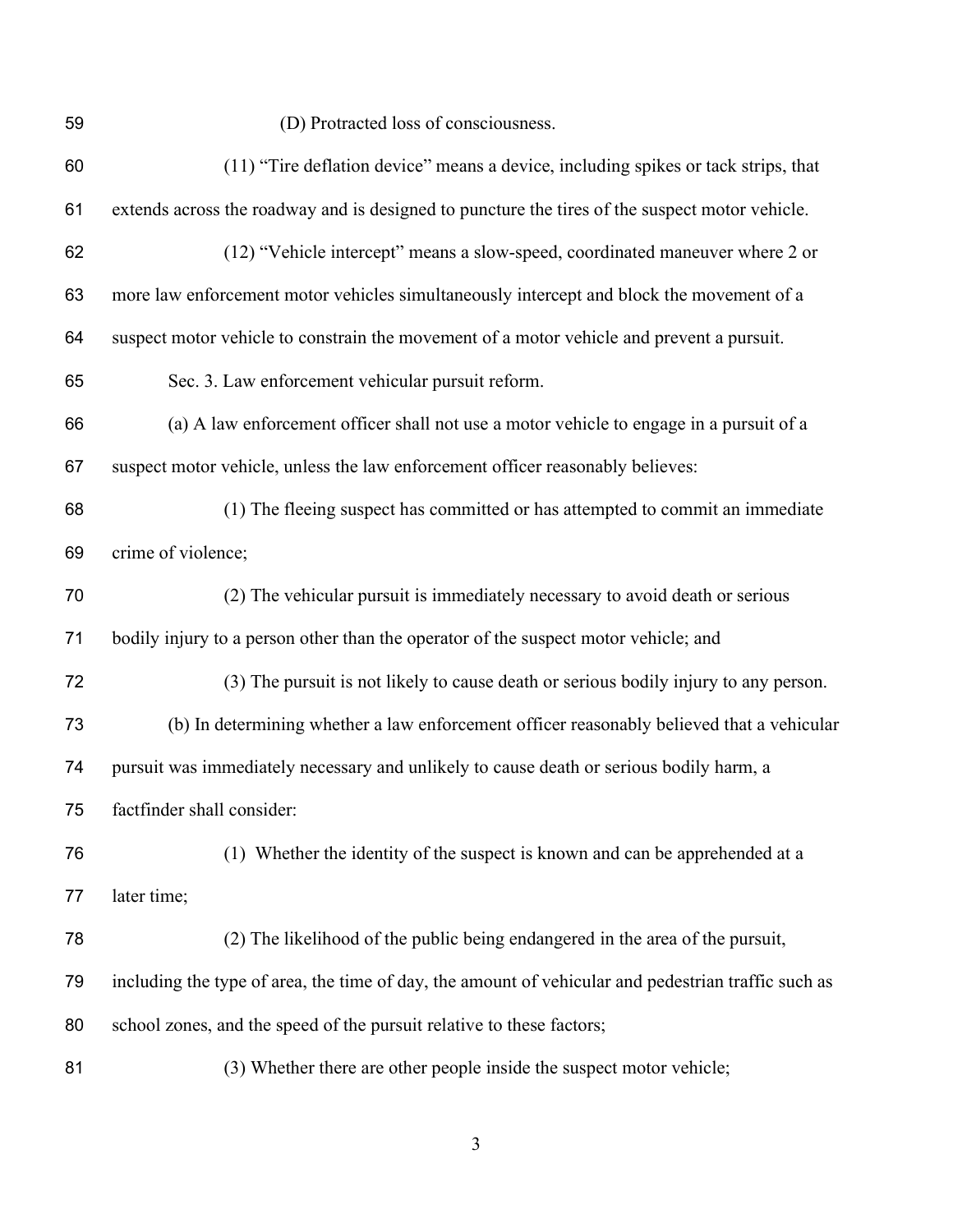(D) Protracted loss of consciousness.

(11) "Tire deflation device" means a device, including spikes or tack strips, that extends across the roadway and is designed to puncture the tires of the suspect motor vehicle.

(12) "Vehicle intercept" means a slow-speed, coordinated maneuver where 2 or more law enforcement motor vehicles simultaneously intercept and block the movement of a suspect motor vehicle to constrain the movement of a motor vehicle and prevent a pursuit.

Sec. 3. Law enforcement vehicular pursuit reform.

(a) A law enforcement officer shall not use a motor vehicle to engage in a pursuit of a suspect motor vehicle, unless the law enforcement officer reasonably believes:

(1) The fleeing suspect has committed or has attempted to commit an immediate crime of violence;

(2) The vehicular pursuit is immediately necessary to avoid death or serious bodily injury to a person other than the operator of the suspect motor vehicle; and

(3) The pursuit is not likely to cause death or serious bodily injury to any person.

(b) In determining whether a law enforcement officer reasonably believed that a vehicular pursuit was immediately necessary and unlikely to cause death or serious bodily harm, a factfinder shall consider:

(1) Whether the identity of the suspect is known and can be apprehended at a later time;

(2) The likelihood of the public being endangered in the area of the pursuit, including the type of area, the time of day, the amount of vehicular and pedestrian traffic such as school zones, and the speed of the pursuit relative to these factors;

(3) Whether there are other people inside the suspect motor vehicle;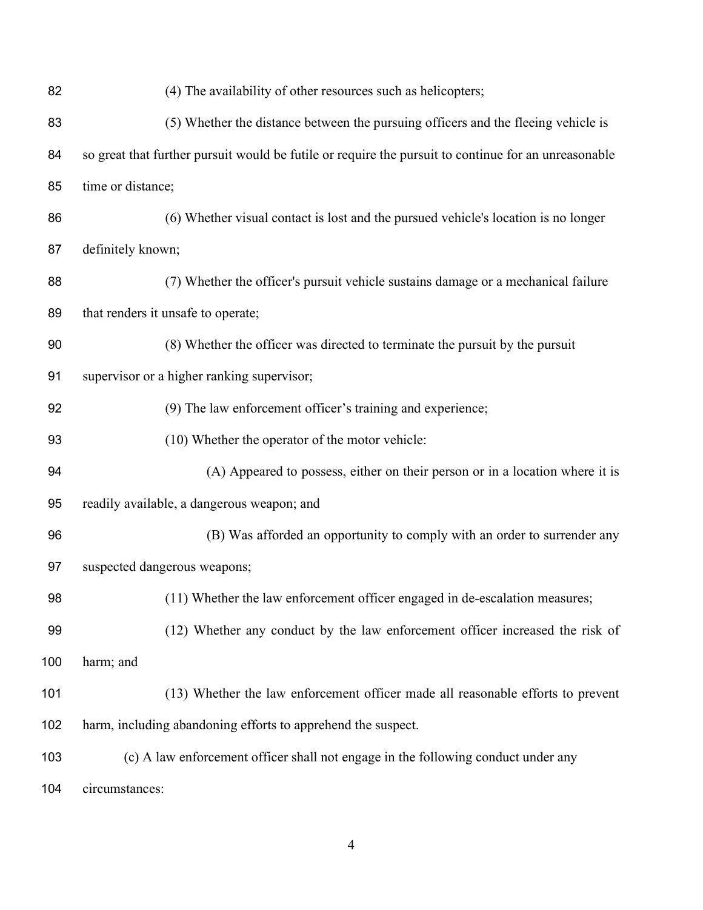(4) The availability of other resources such as helicopters;

(5) Whether the distance between the pursuing officers and the fleeing vehicle is so great that further pursuit would be futile or require the pursuit to continue for an unreasonable time or distance;

(6) Whether visual contact is lost and the pursued vehicle's location is no longer definitely known;

(7) Whether the officer's pursuit vehicle sustains damage or a mechanical failure that renders it unsafe to operate;

(8) Whether the officer was directed to terminate the pursuit by the pursuit supervisor or a higher ranking supervisor;

(9) The law enforcement officer's training and experience;

(10) Whether the operator of the motor vehicle:

(A) Appeared to possess, either on their person or in a location where it is readily available, a dangerous weapon; and

(B) Was afforded an opportunity to comply with an order to surrender any suspected dangerous weapons;

(11) Whether the law enforcement officer engaged in de-escalation measures;

(12) Whether any conduct by the law enforcement officer increased the risk of harm; and

(13) Whether the law enforcement officer made all reasonable efforts to prevent harm, including abandoning efforts to apprehend the suspect.

(c) A law enforcement officer shall not engage in the following conduct under any circumstances: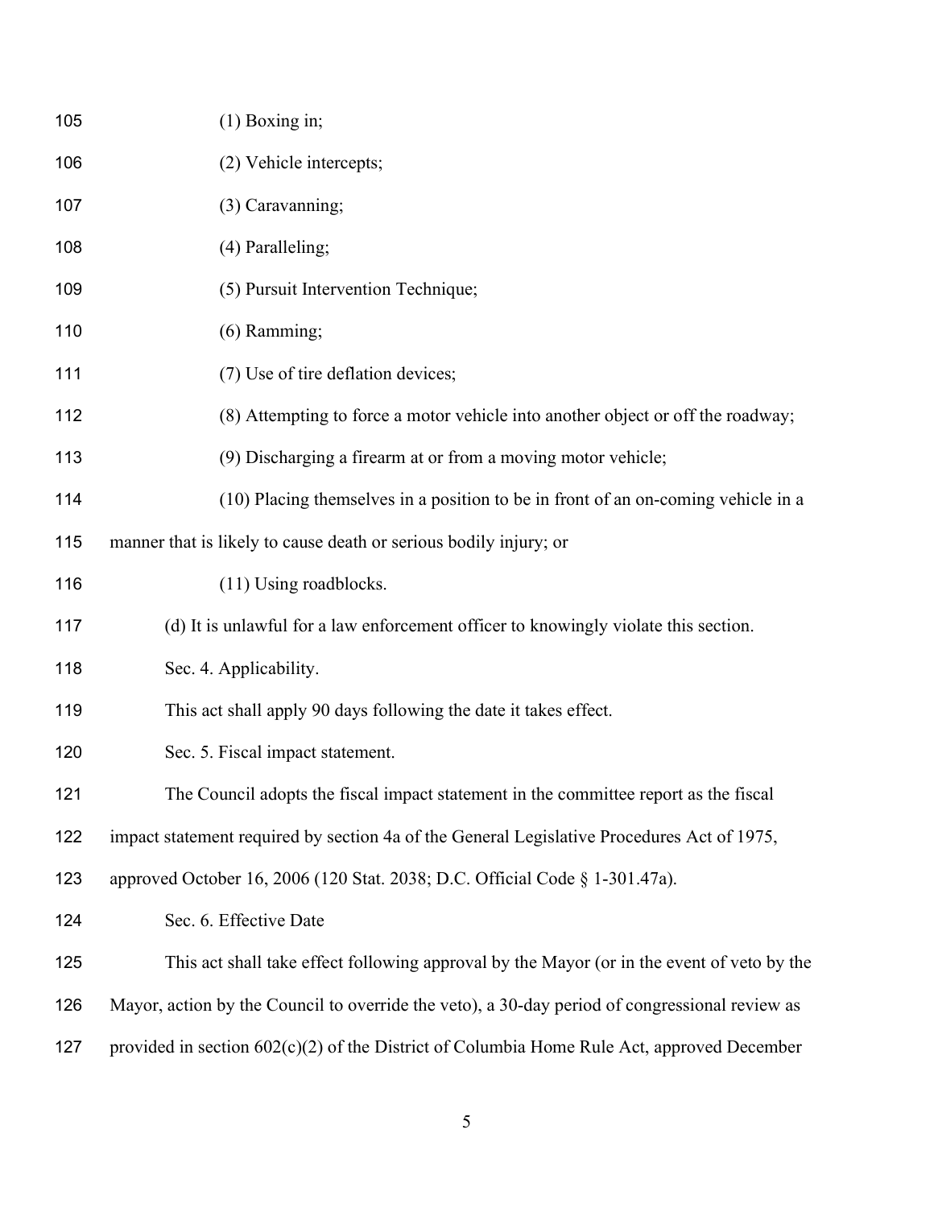(1) Boxing in;

(2) Vehicle intercepts;

(3) Caravanning;

(4) Paralleling;

(5) Pursuit Intervention Technique;

(6) Ramming;

(7) Use of tire deflation devices;

(8) Attempting to force a motor vehicle into another object or off the roadway;

(9) Discharging a firearm at or from a moving motor vehicle;

(10) Placing themselves in a position to be in front of an on-coming vehicle in a manner that is likely to cause death or serious bodily injury; or

(11) Using roadblocks.

(d) It is unlawful for a law enforcement officer to knowingly violate this section.

Sec. 4. Applicability.

This act shall apply 90 days following the date it takes effect.

Sec. 5. Fiscal impact statement.

The Council adopts the fiscal impact statement in the committee report as the fiscal impact statement required by section 4a of the General Legislative Procedures Act of 1975, approved October 16, 2006 (120 Stat. 2038; D.C. Official Code § 1-301.47a).

Sec. 6. Effective Date

This act shall take effect following approval by the Mayor (or in the event of veto by the Mayor, action by the Council to override the veto), a 30-day period of congressional review as provided in section 602(c)(2) of the District of Columbia Home Rule Act, approved December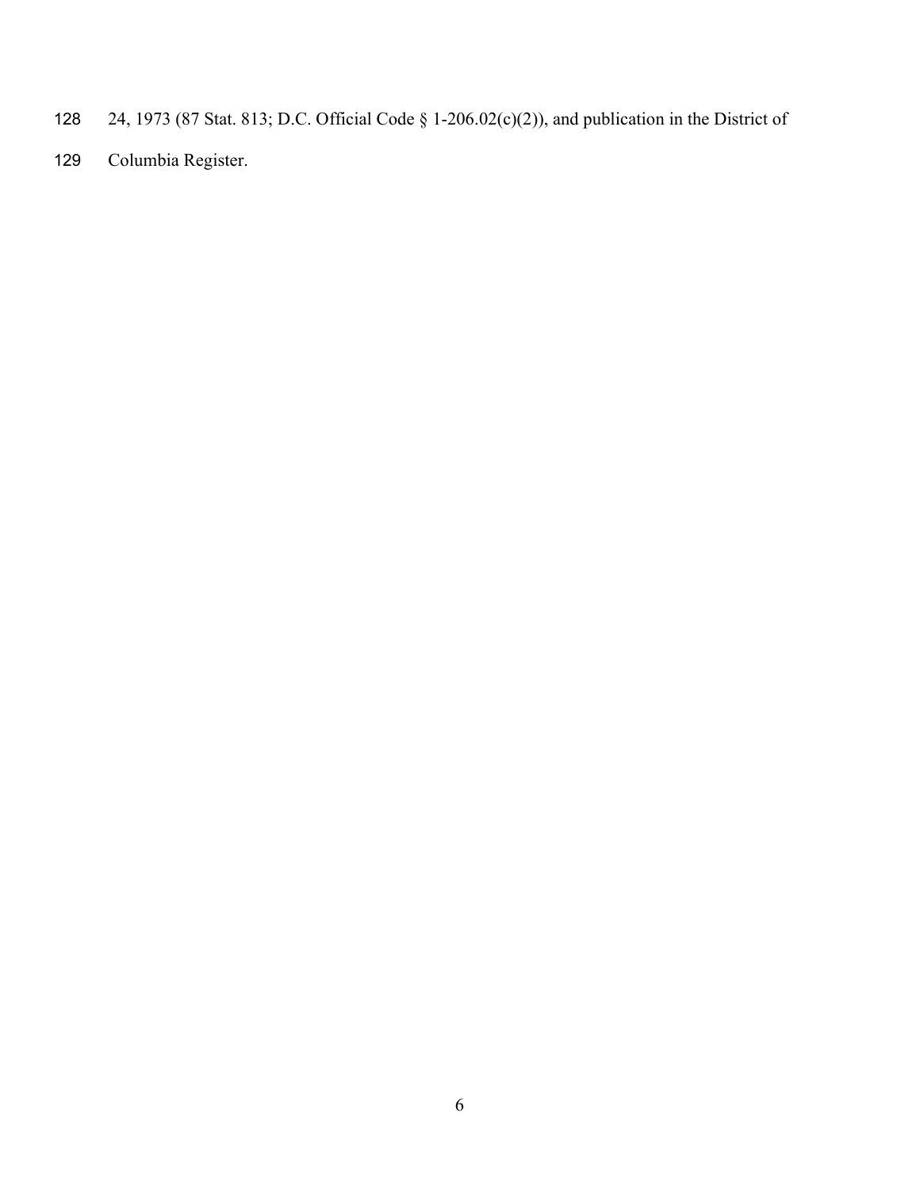128 24, 1973 (87 Stat. 813; D.C. Official Code § 1-206.02(c)(2)), and publication in the District of

129 Columbia Register.